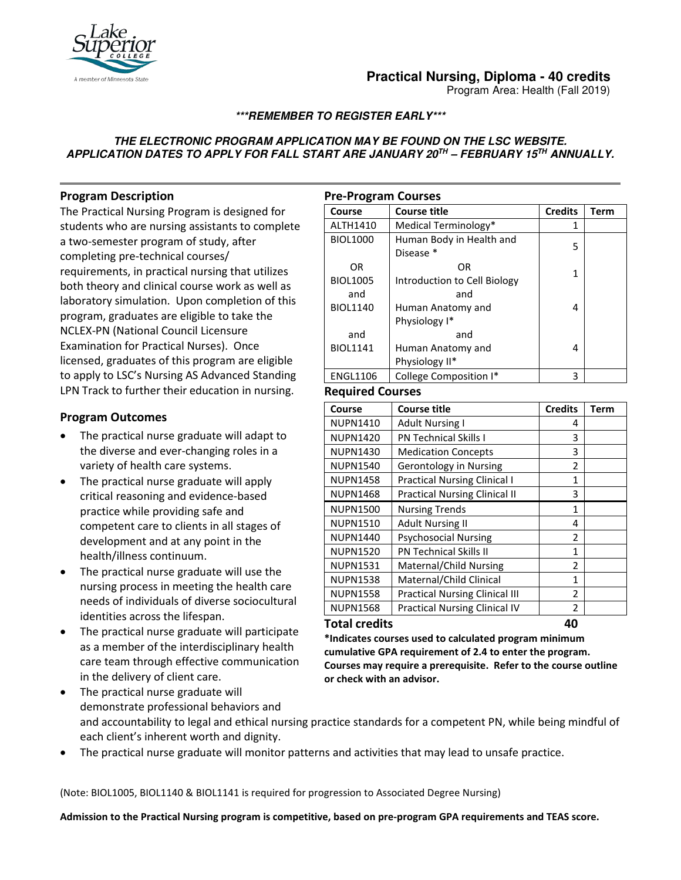# Practical Nursing, Diploma - 40 credits

Program Area: Health (Fall 2019)

***\*\*\*REMEMBER TO REGISTER EARLY\*\*\****

***THE ELECTRONIC PROGRAM APPLICATION MAY BE FOUND ON THE LSC WEBSITE. APPLICATION DATES TO APPLY FOR FALL START ARE JANUARY 20TH – FEBRUARY 15TH ANNUALLY.***

## Program Description

The Practical Nursing Program is designed for students who are nursing assistants to complete a two-semester program of study, after completing pre-technical courses/ requirements, in practical nursing that utilizes both theory and clinical course work as well as laboratory simulation. Upon completion of this program, graduates are eligible to take the NCLEX-PN (National Council Licensure Examination for Practical Nurses). Once licensed, graduates of this program are eligible to apply to LSC's Nursing AS Advanced Standing LPN Track to further their education in nursing.

## Program Outcomes

- The practical nurse graduate will adapt to the diverse and ever-changing roles in a variety of health care systems.
- The practical nurse graduate will apply critical reasoning and evidence-based practice while providing safe and competent care to clients in all stages of development and at any point in the health/illness continuum.
- The practical nurse graduate will use the nursing process in meeting the health care needs of individuals of diverse sociocultural identities across the lifespan.
- The practical nurse graduate will participate as a member of the interdisciplinary health care team through effective communication in the delivery of client care.
- The practical nurse graduate will demonstrate professional behaviors and and accountability to legal and ethical nursing practice standards for a competent PN, while being mindful of each client's inherent worth and dignity.
- The practical nurse graduate will monitor patterns and activities that may lead to unsafe practice.

## Pre-Program Courses

| Course | Course title | Credits | Term |
|---|---|---|---|
| ALTH1410 | Medical Terminology* | 1 | |
| BIOL1000 | Human Body in Health and Disease * | 5 | |
| OR<br>BIOL1005<br>and<br>BIOL1140<br>and<br>BIOL1141 | OR<br>Introduction to Cell Biology<br>and<br>Human Anatomy and Physiology I*<br>and<br>Human Anatomy and Physiology II* | 1<br><br>4<br><br>4 | |
| ENGL1106 | College Composition I* | 3 | |

## Required Courses

| Course | Course title | Credits | Term |
|---|---|---|---|
| NUPN1410 | Adult Nursing I | 4 | |
| NUPN1420 | PN Technical Skills I | 3 | |
| NUPN1430 | Medication Concepts | 3 | |
| NUPN1540 | Gerontology in Nursing | 2 | |
| NUPN1458 | Practical Nursing Clinical I | 1 | |
| NUPN1468 | Practical Nursing Clinical II | 3 | |
| NUPN1500 | Nursing Trends | 1 | |
| NUPN1510 | Adult Nursing II | 4 | |
| NUPN1440 | Psychosocial Nursing | 2 | |
| NUPN1520 | PN Technical Skills II | 1 | |
| NUPN1531 | Maternal/Child Nursing | 2 | |
| NUPN1538 | Maternal/Child Clinical | 1 | |
| NUPN1558 | Practical Nursing Clinical III | 2 | |
| NUPN1568 | Practical Nursing Clinical IV | 2 | |
| **Total credits** | | **40** | |

**\*Indicates courses used to calculated program minimum cumulative GPA requirement of 2.4 to enter the program. Courses may require a prerequisite. Refer to the course outline or check with an advisor.**

(Note: BIOL1005, BIOL1140 & BIOL1141 is required for progression to Associated Degree Nursing)

**Admission to the Practical Nursing program is competitive, based on pre-program GPA requirements and TEAS score.**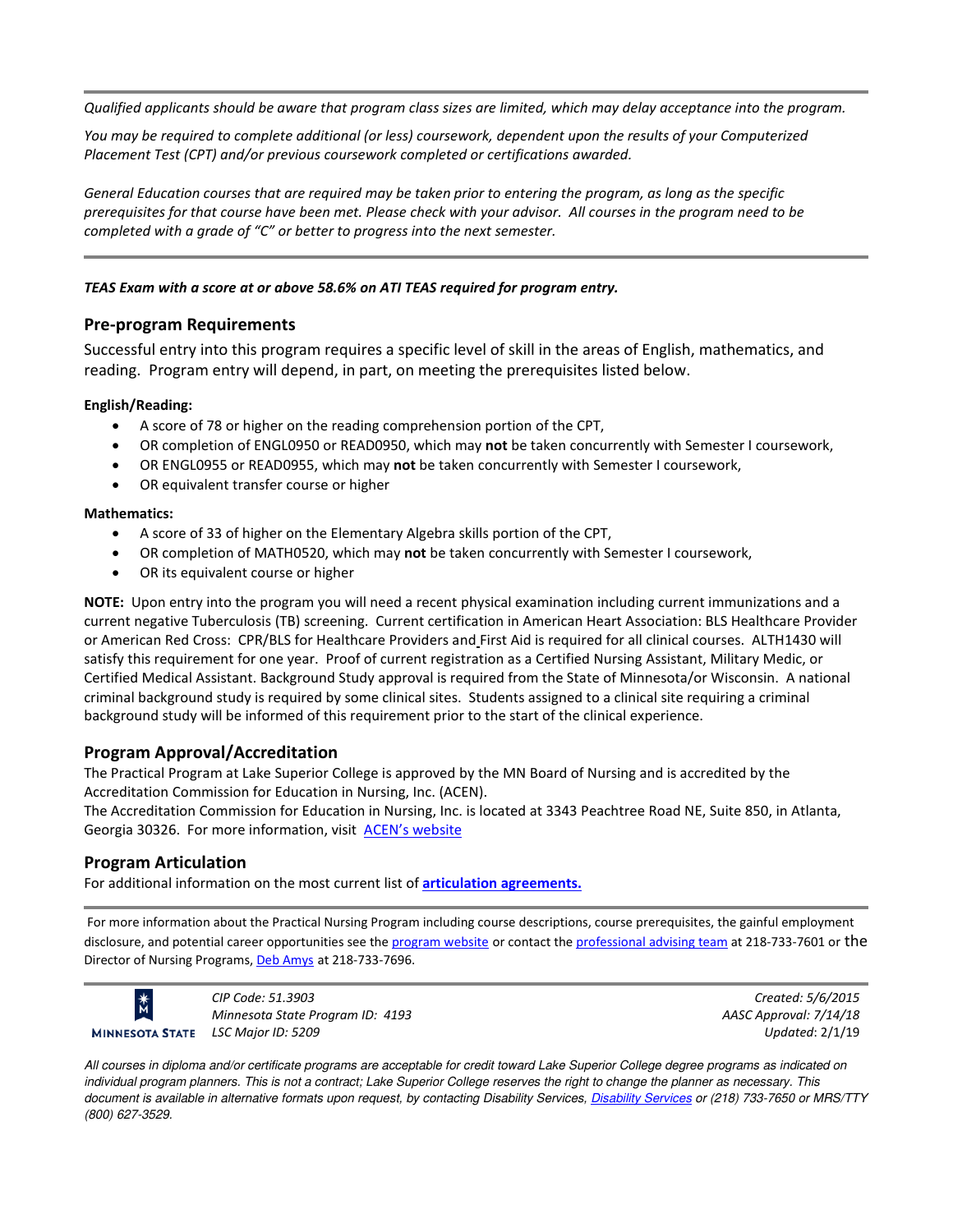*Qualified applicants should be aware that program class sizes are limited, which may delay acceptance into the program.*

*You may be required to complete additional (or less) coursework, dependent upon the results of your Computerized Placement Test (CPT) and/or previous coursework completed or certifications awarded.*

*General Education courses that are required may be taken prior to entering the program, as long as the specific prerequisites for that course have been met. Please check with your advisor. All courses in the program need to be completed with a grade of "C" or better to progress into the next semester.*

***TEAS Exam with a score at or above 58.6% on ATI TEAS required for program entry.***

## Pre-program Requirements

Successful entry into this program requires a specific level of skill in the areas of English, mathematics, and reading. Program entry will depend, in part, on meeting the prerequisites listed below.

**English/Reading:**

- A score of 78 or higher on the reading comprehension portion of the CPT,
- OR completion of ENGL0950 or READ0950, which may **not** be taken concurrently with Semester I coursework,
- OR ENGL0955 or READ0955, which may **not** be taken concurrently with Semester I coursework,
- OR equivalent transfer course or higher

**Mathematics:**

- A score of 33 of higher on the Elementary Algebra skills portion of the CPT,
- OR completion of MATH0520, which may **not** be taken concurrently with Semester I coursework,
- OR its equivalent course or higher

**NOTE:** Upon entry into the program you will need a recent physical examination including current immunizations and a current negative Tuberculosis (TB) screening. Current certification in American Heart Association: BLS Healthcare Provider or American Red Cross: CPR/BLS for Healthcare Providers and First Aid is required for all clinical courses. ALTH1430 will satisfy this requirement for one year. Proof of current registration as a Certified Nursing Assistant, Military Medic, or Certified Medical Assistant. Background Study approval is required from the State of Minnesota/or Wisconsin. A national criminal background study is required by some clinical sites. Students assigned to a clinical site requiring a criminal background study will be informed of this requirement prior to the start of the clinical experience.

## Program Approval/Accreditation

The Practical Program at Lake Superior College is approved by the MN Board of Nursing and is accredited by the Accreditation Commission for Education in Nursing, Inc. (ACEN).
The Accreditation Commission for Education in Nursing, Inc. is located at 3343 Peachtree Road NE, Suite 850, in Atlanta, Georgia 30326. For more information, visit ACEN's website

## Program Articulation

For additional information on the most current list of **articulation agreements.**

For more information about the Practical Nursing Program including course descriptions, course prerequisites, the gainful employment disclosure, and potential career opportunities see the program website or contact the professional advising team at 218-733-7601 or the Director of Nursing Programs, Deb Amys at 218-733-7696.

MINNESOTA STATE

*CIP Code: 51.3903*
*Minnesota State Program ID: 4193*
*LSC Major ID: 5209*

*Created: 5/6/2015*
*AASC Approval: 7/14/18*
*Updated: 2/1/19*

*All courses in diploma and/or certificate programs are acceptable for credit toward Lake Superior College degree programs as indicated on individual program planners. This is not a contract; Lake Superior College reserves the right to change the planner as necessary. This document is available in alternative formats upon request, by contacting Disability Services, Disability Services or (218) 733-7650 or MRS/TTY (800) 627-3529.*